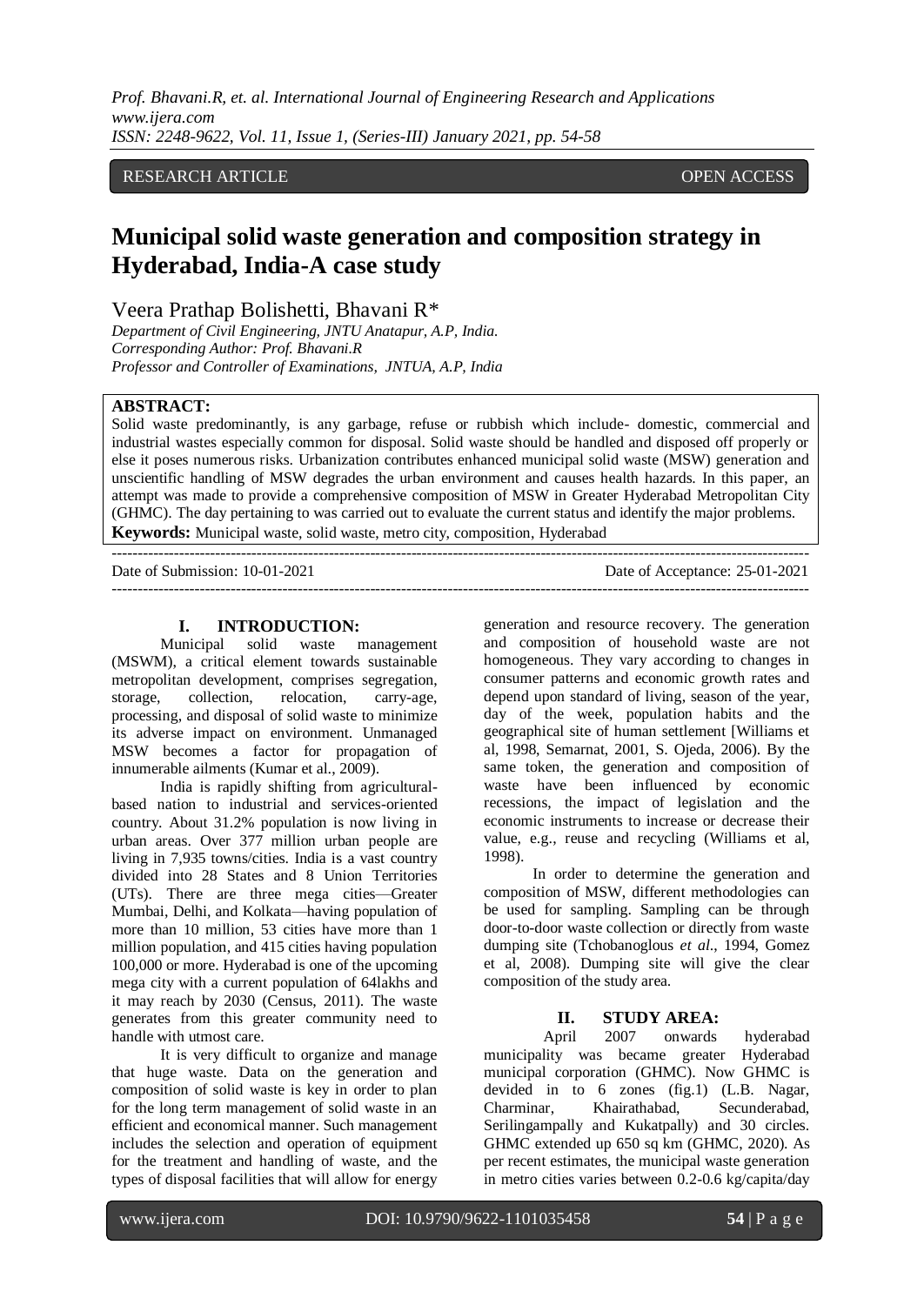RESEARCH ARTICLE OPEN ACCESS

# Municipal solid waste generation and composition strategy in Hyderabad, India-A case study

Veera Prathap Bolishetti, Bhavani R*

*Department of Civil Engineering, JNTU Anatapur, A.P, India.*
*Corresponding Author: Prof. Bhavani.R*
*Professor and Controller of Examinations, JNTUA, A.P, India*

**ABSTRACT:**
Solid waste predominantly, is any garbage, refuse or rubbish which include- domestic, commercial and industrial wastes especially common for disposal. Solid waste should be handled and disposed off properly or else it poses numerous risks. Urbanization contributes enhanced municipal solid waste (MSW) generation and unscientific handling of MSW degrades the urban environment and causes health hazards. In this paper, an attempt was made to provide a comprehensive composition of MSW in Greater Hyderabad Metropolitan City (GHMC). The day pertaining to was carried out to evaluate the current status and identify the major problems.

**Keywords:** Municipal waste, solid waste, metro city, composition, Hyderabad

---

Date of Submission: 10-01-2021 Date of Acceptance: 25-01-2021

---

## I. INTRODUCTION:

Municipal solid waste management (MSWM), a critical element towards sustainable metropolitan development, comprises segregation, storage, collection, relocation, carry-age, processing, and disposal of solid waste to minimize its adverse impact on environment. Unmanaged MSW becomes a factor for propagation of innumerable ailments (Kumar et al., 2009).

India is rapidly shifting from agricultural-based nation to industrial and services-oriented country. About 31.2% population is now living in urban areas. Over 377 million urban people are living in 7,935 towns/cities. India is a vast country divided into 28 States and 8 Union Territories (UTs). There are three mega cities—Greater Mumbai, Delhi, and Kolkata—having population of more than 10 million, 53 cities have more than 1 million population, and 415 cities having population 100,000 or more. Hyderabad is one of the upcoming mega city with a current population of 64lakhs and it may reach by 2030 (Census, 2011). The waste generates from this greater community need to handle with utmost care.

It is very difficult to organize and manage that huge waste. Data on the generation and composition of solid waste is key in order to plan for the long term management of solid waste in an efficient and economical manner. Such management includes the selection and operation of equipment for the treatment and handling of waste, and the types of disposal facilities that will allow for energy generation and resource recovery. The generation and composition of household waste are not homogeneous. They vary according to changes in consumer patterns and economic growth rates and depend upon standard of living, season of the year, day of the week, population habits and the geographical site of human settlement [Williams et al, 1998, Semarnat, 2001, S. Ojeda, 2006). By the same token, the generation and composition of waste have been influenced by economic recessions, the impact of legislation and the economic instruments to increase or decrease their value, e.g., reuse and recycling (Williams et al, 1998).

In order to determine the generation and composition of MSW, different methodologies can be used for sampling. Sampling can be through door-to-door waste collection or directly from waste dumping site (Tchobanoglous *et al*., 1994, Gomez et al, 2008). Dumping site will give the clear composition of the study area.

## II. STUDY AREA:

April 2007 onwards hyderabad municipality was became greater Hyderabad municipal corporation (GHMC). Now GHMC is devided in to 6 zones (fig.1) (L.B. Nagar, Charminar, Khairathabad, Secunderabad, Serilingampally and Kukatpally) and 30 circles. GHMC extended up 650 sq km (GHMC, 2020). As per recent estimates, the municipal waste generation in metro cities varies between 0.2-0.6 kg/capita/day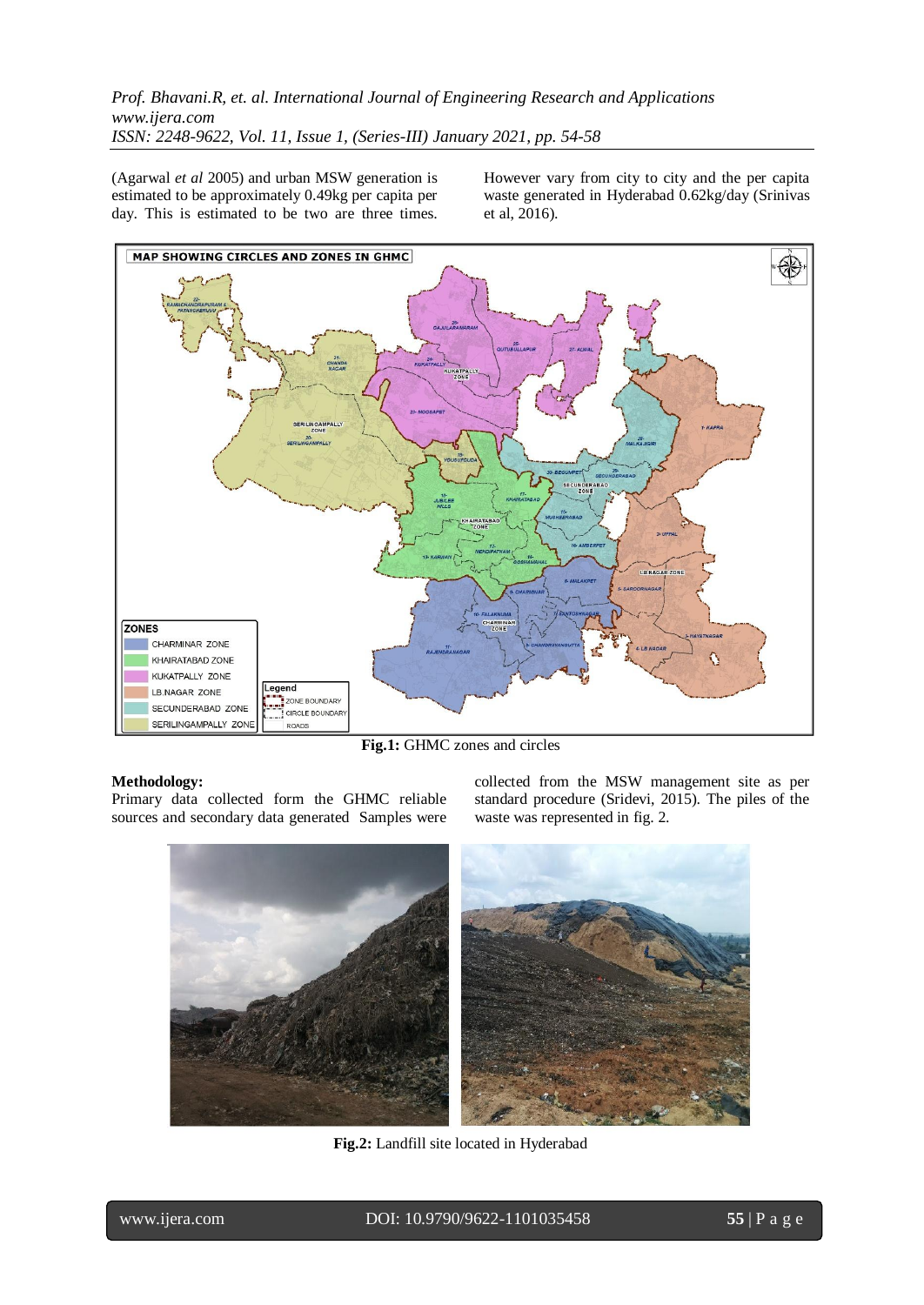(Agarwal *et al* 2005) and urban MSW generation is estimated to be approximately 0.49kg per capita per day. This is estimated to be two are three times. However vary from city to city and the per capita waste generated in Hyderabad 0.62kg/day (Srinivas et al, 2016).

**Fig.1:** GHMC zones and circles

**Methodology:**
Primary data collected form the GHMC reliable sources and secondary data generated Samples were collected from the MSW management site as per standard procedure (Sridevi, 2015). The piles of the waste was represented in fig. 2.

**Fig.2:** Landfill site located in Hyderabad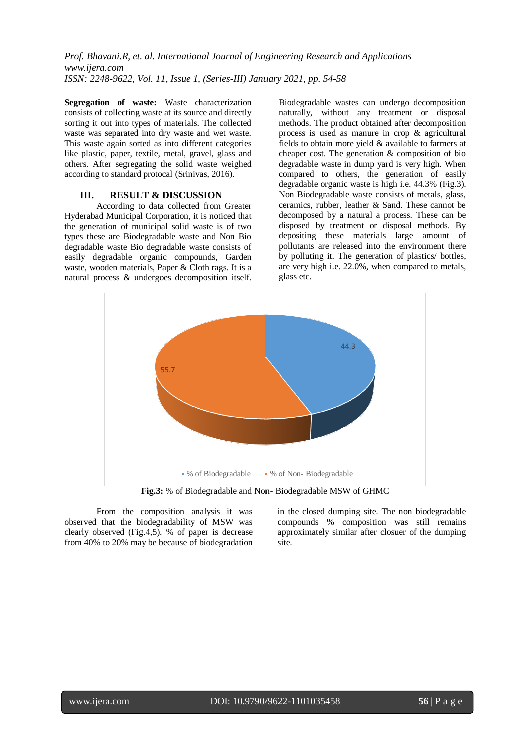**Segregation of waste:** Waste characterization consists of collecting waste at its source and directly sorting it out into types of materials. The collected waste was separated into dry waste and wet waste. This waste again sorted as into different categories like plastic, paper, textile, metal, gravel, glass and others. After segregating the solid waste weighed according to standard protocal (Srinivas, 2016).

## III. RESULT & DISCUSSION

According to data collected from Greater Hyderabad Municipal Corporation, it is noticed that the generation of municipal solid waste is of two types these are Biodegradable waste and Non Bio degradable waste Bio degradable waste consists of easily degradable organic compounds, Garden waste, wooden materials, Paper & Cloth rags. It is a natural process & undergoes decomposition itself. Biodegradable wastes can undergo decomposition naturally, without any treatment or disposal methods. The product obtained after decomposition process is used as manure in crop & agricultural fields to obtain more yield & available to farmers at cheaper cost. The generation & composition of bio degradable waste in dump yard is very high. When compared to others, the generation of easily degradable organic waste is high i.e. 44.3% (Fig.3). Non Biodegradable waste consists of metals, glass, ceramics, rubber, leather & Sand. These cannot be decomposed by a natural a process. These can be disposed by treatment or disposal methods. By depositing these materials large amount of pollutants are released into the environment there by polluting it. The generation of plastics/ bottles, are very high i.e. 22.0%, when compared to metals, glass etc.

44.3

55.7

% of Biodegradable
% of Non- Biodegradable

**Fig.3:** % of Biodegradable and Non- Biodegradable MSW of GHMC

From the composition analysis it was observed that the biodegradability of MSW was clearly observed (Fig.4,5). % of paper is decrease from 40% to 20% may be because of biodegradation in the closed dumping site. The non biodegradable compounds % composition was still remains approximately similar after closuer of the dumping site.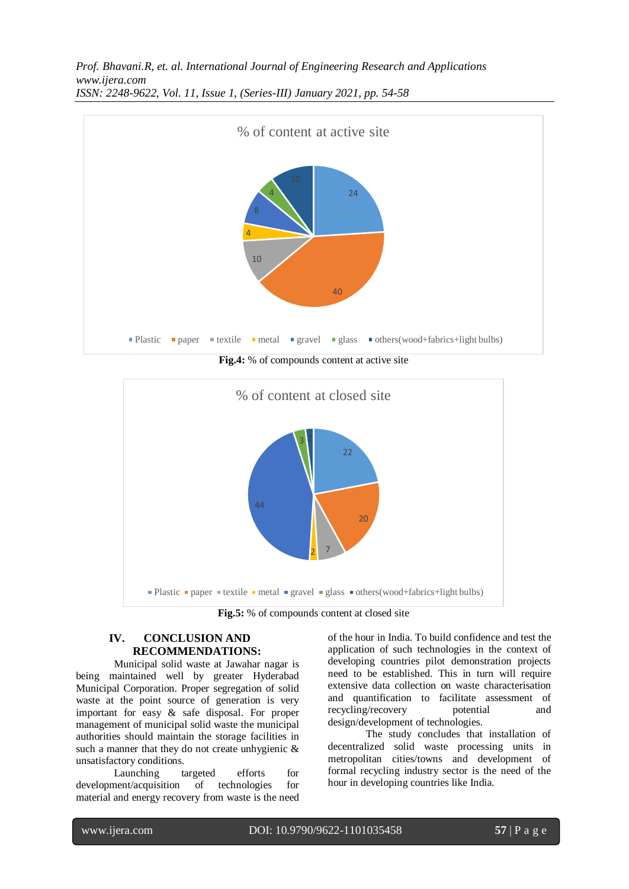% of content at active site

24
40
10
4
8
4
10

Plastic paper textile metal gravel glass others(wood+fabrics+light bulbs)

**Fig.4:** % of compounds content at active site

% of content at closed site

22
20
7
2
44
3
2

Plastic paper textile metal gravel glass others(wood+fabrics+light bulbs)

**Fig.5:** % of compounds content at closed site

## IV. CONCLUSION AND RECOMMENDATIONS:

Municipal solid waste at Jawahar nagar is being maintained well by greater Hyderabad Municipal Corporation. Proper segregation of solid waste at the point source of generation is very important for easy & safe disposal. For proper management of municipal solid waste the municipal authorities should maintain the storage facilities in such a manner that they do not create unhygienic & unsatisfactory conditions.

Launching targeted efforts for development/acquisition of technologies for material and energy recovery from waste is the need of the hour in India. To build confidence and test the application of such technologies in the context of developing countries pilot demonstration projects need to be established. This in turn will require extensive data collection on waste characterisation and quantification to facilitate assessment of recycling/recovery potential and design/development of technologies.

The study concludes that installation of decentralized solid waste processing units in metropolitan cities/towns and development of formal recycling industry sector is the need of the hour in developing countries like India.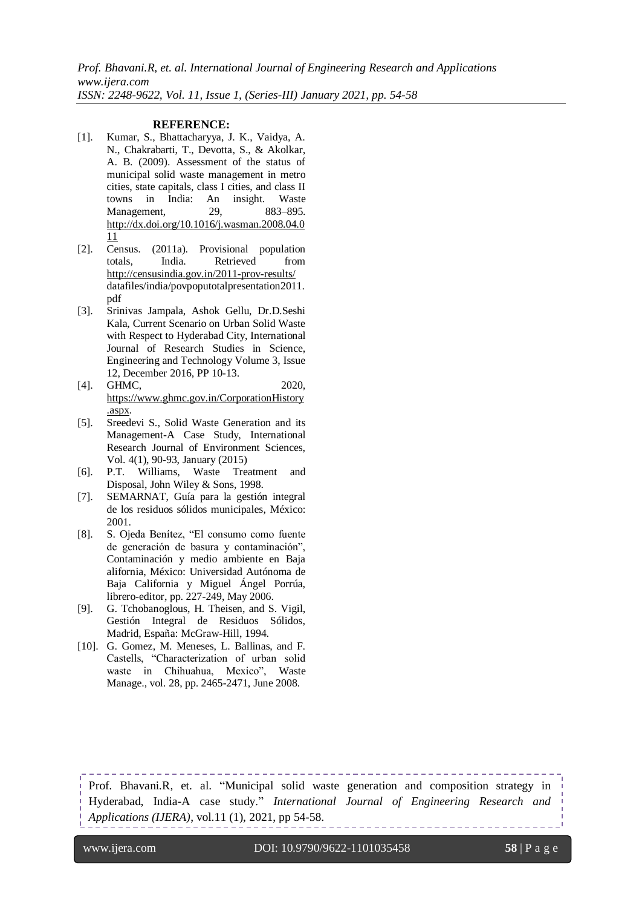## REFERENCE:

[1]. Kumar, S., Bhattacharyya, J. K., Vaidya, A. N., Chakrabarti, T., Devotta, S., & Akolkar, A. B. (2009). Assessment of the status of municipal solid waste management in metro cities, state capitals, class I cities, and class II towns in India: An insight. Waste Management, 29, 883–895. http://dx.doi.org/10.1016/j.wasman.2008.04.011

[2]. Census. (2011a). Provisional population totals, India. Retrieved from http://censusindia.gov.in/2011-prov-results/datafiles/india/povpoputotalpresentation2011.pdf

[3]. Srinivas Jampala, Ashok Gellu, Dr.D.Seshi Kala, Current Scenario on Urban Solid Waste with Respect to Hyderabad City, International Journal of Research Studies in Science, Engineering and Technology Volume 3, Issue 12, December 2016, PP 10-13.

[4]. GHMC, 2020, https://www.ghmc.gov.in/CorporationHistory.aspx.

[5]. Sreedevi S., Solid Waste Generation and its Management-A Case Study, International Research Journal of Environment Sciences, Vol. 4(1), 90-93, January (2015)

[6]. P.T. Williams, Waste Treatment and Disposal, John Wiley & Sons, 1998.

[7]. SEMARNAT, Guía para la gestión integral de los residuos sólidos municipales, México: 2001.

[8]. S. Ojeda Benítez, “El consumo como fuente de generación de basura y contaminación”, Contaminación y medio ambiente en Baja alifornia, México: Universidad Autónoma de Baja California y Miguel Ángel Porrúa, librero-editor, pp. 227-249, May 2006.

[9]. G. Tchobanoglous, H. Theisen, and S. Vigil, Gestión Integral de Residuos Sólidos, Madrid, España: McGraw-Hill, 1994.

[10]. G. Gomez, M. Meneses, L. Ballinas, and F. Castells, “Characterization of urban solid waste in Chihuahua, Mexico”, Waste Manage., vol. 28, pp. 2465-2471, June 2008.

Prof. Bhavani.R, et. al. “Municipal solid waste generation and composition strategy in Hyderabad, India-A case study.” *International Journal of Engineering Research and Applications (IJERA)*, vol.11 (1), 2021, pp 54-58.